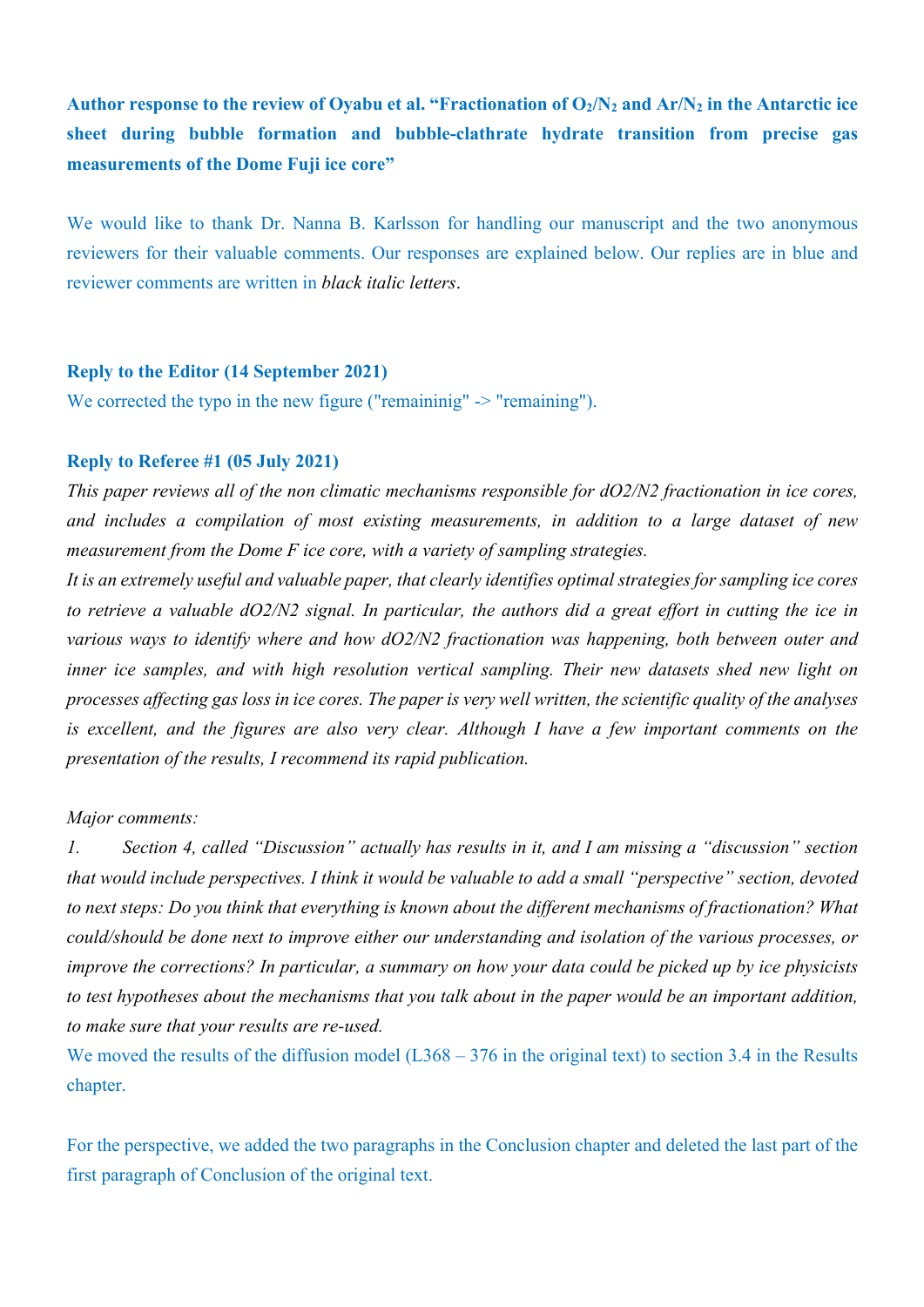**Author response to the review of Oyabu et al. "Fractionation of $O_2$/$N_2$ and Ar/$N_2$ in the Antarctic ice sheet during bubble formation and bubble-clathrate hydrate transition from precise gas measurements of the Dome Fuji ice core"**

We would like to thank Dr. Nanna B. Karlsson for handling our manuscript and the two anonymous reviewers for their valuable comments. Our responses are explained below. Our replies are in blue and reviewer comments are written in *black italic letters*.

**Reply to the Editor (14 September 2021)**

We corrected the typo in the new figure ("remaininig" -> "remaining").

**Reply to Referee #1 (05 July 2021)**

*This paper reviews all of the non climatic mechanisms responsible for dO2/N2 fractionation in ice cores, and includes a compilation of most existing measurements, in addition to a large dataset of new measurement from the Dome F ice core, with a variety of sampling strategies.*

*It is an extremely useful and valuable paper, that clearly identifies optimal strategies for sampling ice cores to retrieve a valuable dO2/N2 signal. In particular, the authors did a great effort in cutting the ice in various ways to identify where and how dO2/N2 fractionation was happening, both between outer and inner ice samples, and with high resolution vertical sampling. Their new datasets shed new light on processes affecting gas loss in ice cores. The paper is very well written, the scientific quality of the analyses is excellent, and the figures are also very clear. Although I have a few important comments on the presentation of the results, I recommend its rapid publication.*

*Major comments:*

*1. Section 4, called "Discussion" actually has results in it, and I am missing a "discussion" section that would include perspectives. I think it would be valuable to add a small "perspective" section, devoted to next steps: Do you think that everything is known about the different mechanisms of fractionation? What could/should be done next to improve either our understanding and isolation of the various processes, or improve the corrections? In particular, a summary on how your data could be picked up by ice physicists to test hypotheses about the mechanisms that you talk about in the paper would be an important addition, to make sure that your results are re-used.*

We moved the results of the diffusion model (L368 – 376 in the original text) to section 3.4 in the Results chapter.

For the perspective, we added the two paragraphs in the Conclusion chapter and deleted the last part of the first paragraph of Conclusion of the original text.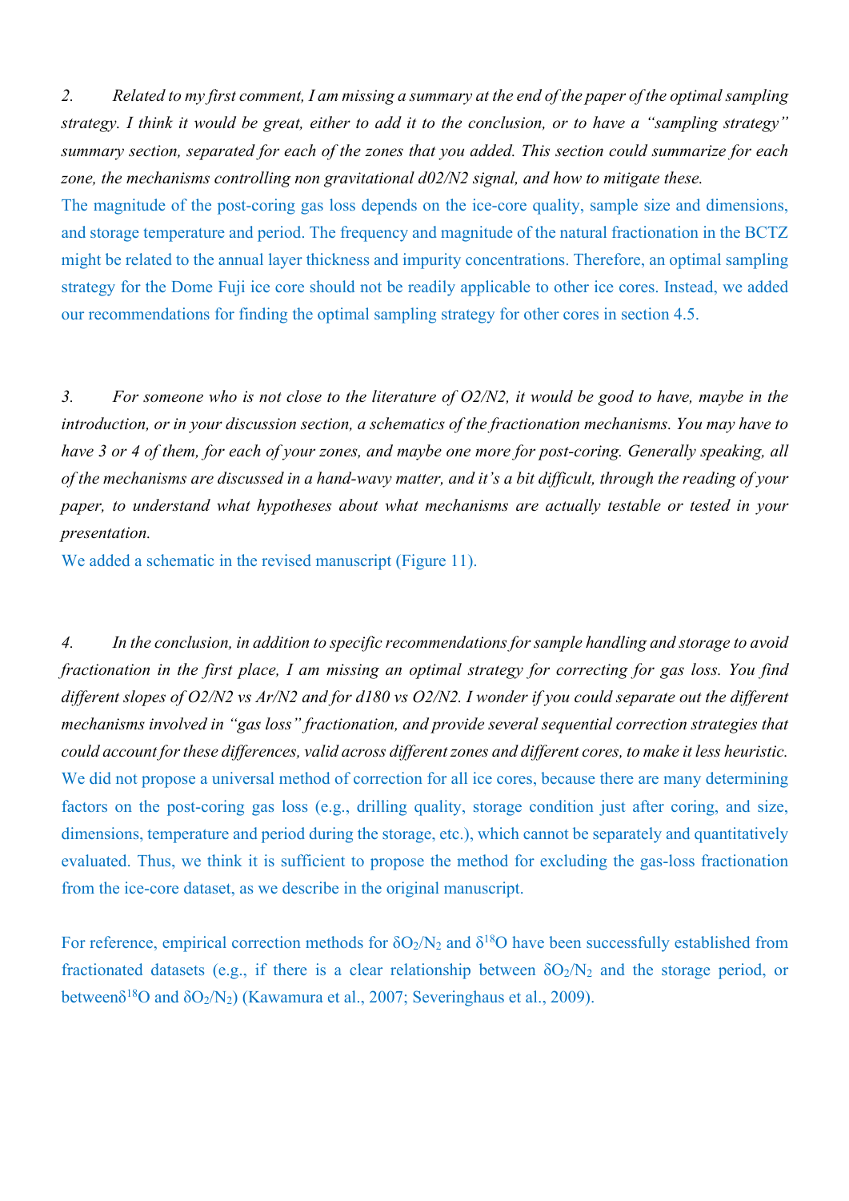*2. Related to my first comment, I am missing a summary at the end of the paper of the optimal sampling strategy. I think it would be great, either to add it to the conclusion, or to have a "sampling strategy" summary section, separated for each of the zones that you added. This section could summarize for each zone, the mechanisms controlling non gravitational d02/N2 signal, and how to mitigate these.*

The magnitude of the post-coring gas loss depends on the ice-core quality, sample size and dimensions, and storage temperature and period. The frequency and magnitude of the natural fractionation in the BCTZ might be related to the annual layer thickness and impurity concentrations. Therefore, an optimal sampling strategy for the Dome Fuji ice core should not be readily applicable to other ice cores. Instead, we added our recommendations for finding the optimal sampling strategy for other cores in section 4.5.

*3. For someone who is not close to the literature of O2/N2, it would be good to have, maybe in the introduction, or in your discussion section, a schematics of the fractionation mechanisms. You may have to have 3 or 4 of them, for each of your zones, and maybe one more for post-coring. Generally speaking, all of the mechanisms are discussed in a hand-wavy matter, and it's a bit difficult, through the reading of your paper, to understand what hypotheses about what mechanisms are actually testable or tested in your presentation.*

We added a schematic in the revised manuscript (Figure 11).

*4. In the conclusion, in addition to specific recommendations for sample handling and storage to avoid fractionation in the first place, I am missing an optimal strategy for correcting for gas loss. You find different slopes of O2/N2 vs Ar/N2 and for d18O vs O2/N2. I wonder if you could separate out the different mechanisms involved in "gas loss" fractionation, and provide several sequential correction strategies that could account for these differences, valid across different zones and different cores, to make it less heuristic.*

We did not propose a universal method of correction for all ice cores, because there are many determining factors on the post-coring gas loss (e.g., drilling quality, storage condition just after coring, and size, dimensions, temperature and period during the storage, etc.), which cannot be separately and quantitatively evaluated. Thus, we think it is sufficient to propose the method for excluding the gas-loss fractionation from the ice-core dataset, as we describe in the original manuscript.

For reference, empirical correction methods for $\delta O_2/N_2$ and $\delta^{18}O$ have been successfully established from fractionated datasets (e.g., if there is a clear relationship between $\delta O_2/N_2$ and the storage period, or between $\delta^{18}O$ and $\delta O_2/N_2$) (Kawamura et al., 2007; Severinghaus et al., 2009).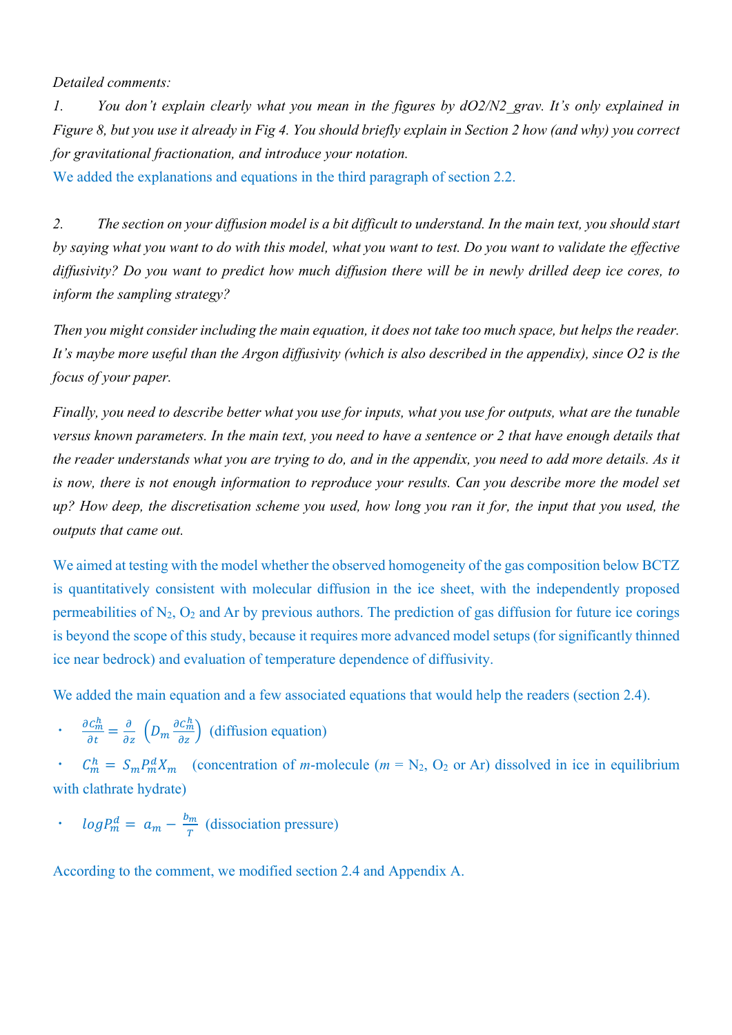*Detailed comments:*

*1. You don't explain clearly what you mean in the figures by dO2/N2_grav. It's only explained in Figure 8, but you use it already in Fig 4. You should briefly explain in Section 2 how (and why) you correct for gravitational fractionation, and introduce your notation.*

We added the explanations and equations in the third paragraph of section 2.2.

*2. The section on your diffusion model is a bit difficult to understand. In the main text, you should start by saying what you want to do with this model, what you want to test. Do you want to validate the effective diffusivity? Do you want to predict how much diffusion there will be in newly drilled deep ice cores, to inform the sampling strategy?*

*Then you might consider including the main equation, it does not take too much space, but helps the reader. It's maybe more useful than the Argon diffusivity (which is also described in the appendix), since O2 is the focus of your paper.*

*Finally, you need to describe better what you use for inputs, what you use for outputs, what are the tunable versus known parameters. In the main text, you need to have a sentence or 2 that have enough details that the reader understands what you are trying to do, and in the appendix, you need to add more details. As it is now, there is not enough information to reproduce your results. Can you describe more the model set up? How deep, the discretisation scheme you used, how long you ran it for, the input that you used, the outputs that came out.*

We aimed at testing with the model whether the observed homogeneity of the gas composition below BCTZ is quantitatively consistent with molecular diffusion in the ice sheet, with the independently proposed permeabilities of $N_2$, $O_2$ and Ar by previous authors. The prediction of gas diffusion for future ice corings is beyond the scope of this study, because it requires more advanced model setups (for significantly thinned ice near bedrock) and evaluation of temperature dependence of diffusivity.

We added the main equation and a few associated equations that would help the readers (section 2.4).

- $\frac{\partial C_m^h}{\partial t} = \frac{\partial}{\partial z}\left(D_m \frac{\partial C_m^h}{\partial z}\right)$ (diffusion equation)
- $C_m^h = S_m P_m^d X_m$ (concentration of $m$-molecule ($m$ = $N_2$, $O_2$ or Ar) dissolved in ice in equilibrium with clathrate hydrate)
- $\log P_m^d = a_m - \frac{b_m}{T}$ (dissociation pressure)

According to the comment, we modified section 2.4 and Appendix A.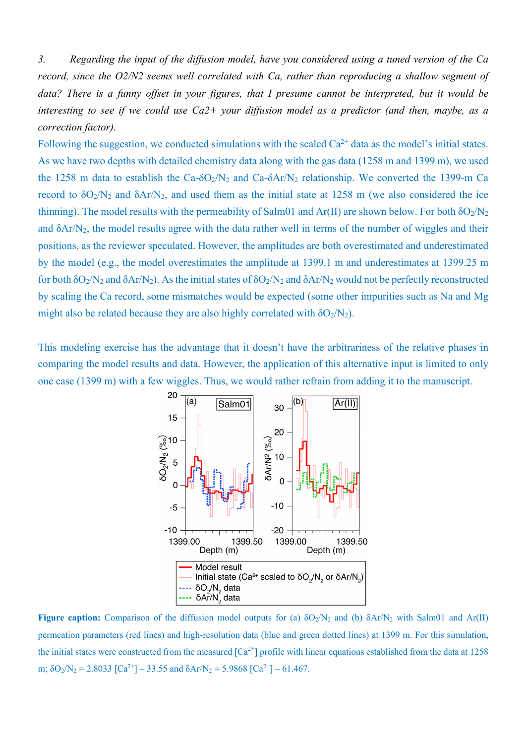*3. Regarding the input of the diffusion model, have you considered using a tuned version of the Ca record, since the O2/N2 seems well correlated with Ca, rather than reproducing a shallow segment of data? There is a funny offset in your figures, that I presume cannot be interpreted, but it would be interesting to see if we could use Ca2+ your diffusion model as a predictor (and then, maybe, as a correction factor).*

Following the suggestion, we conducted simulations with the scaled $Ca^{2+}$ data as the model's initial states. As we have two depths with detailed chemistry data along with the gas data (1258 m and 1399 m), we used the 1258 m data to establish the Ca-$\delta O_2/N_2$ and Ca-$\delta Ar/N_2$ relationship. We converted the 1399-m Ca record to $\delta O_2/N_2$ and $\delta Ar/N_2$, and used them as the initial state at 1258 m (we also considered the ice thinning). The model results with the permeability of Salm01 and Ar(II) are shown below. For both $\delta O_2/N_2$ and $\delta Ar/N_2$, the model results agree with the data rather well in terms of the number of wiggles and their positions, as the reviewer speculated. However, the amplitudes are both overestimated and underestimated by the model (e.g., the model overestimates the amplitude at 1399.1 m and underestimates at 1399.25 m for both $\delta O_2/N_2$ and $\delta Ar/N_2$). As the initial states of $\delta O_2/N_2$ and $\delta Ar/N_2$ would not be perfectly reconstructed by scaling the Ca record, some mismatches would be expected (some other impurities such as Na and Mg might also be related because they are also highly correlated with $\delta O_2/N_2$).

This modeling exercise has the advantage that it doesn't have the arbitrariness of the relative phases in comparing the model results and data. However, the application of this alternative input is limited to only one case (1399 m) with a few wiggles. Thus, we would rather refrain from adding it to the manuscript.

**Figure caption:** Comparison of the diffusion model outputs for (a) $\delta O_2/N_2$ and (b) $\delta Ar/N_2$ with Salm01 and Ar(II) permeation parameters (red lines) and high-resolution data (blue and green dotted lines) at 1399 m. For this simulation, the initial states were constructed from the measured $[Ca^{2+}]$ profile with linear equations established from the data at 1258 m; $\delta O_2/N_2 = 2.8033\ [Ca^{2+}] - 33.55$ and $\delta Ar/N_2 = 5.9868\ [Ca^{2+}] - 61.467$.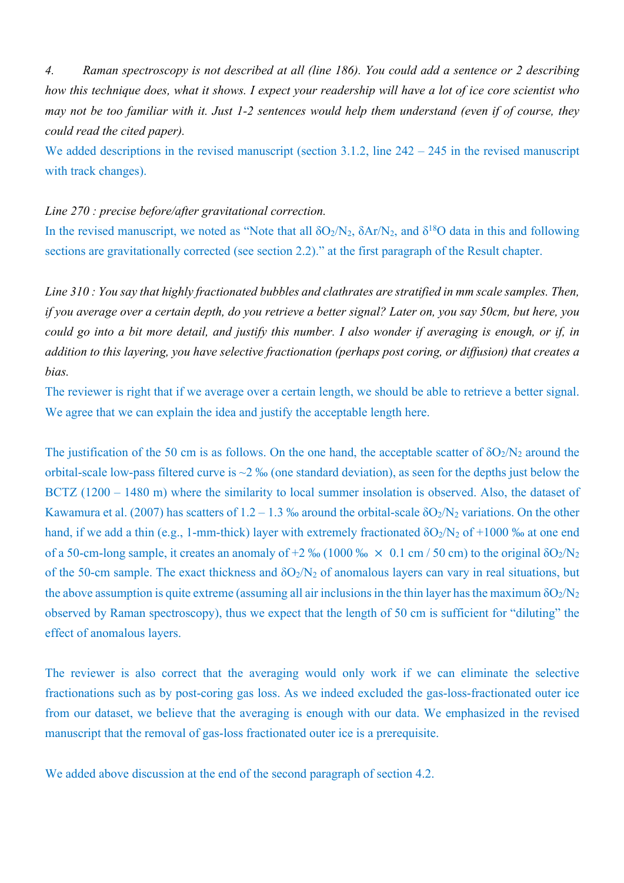*4. Raman spectroscopy is not described at all (line 186). You could add a sentence or 2 describing how this technique does, what it shows. I expect your readership will have a lot of ice core scientist who may not be too familiar with it. Just 1-2 sentences would help them understand (even if of course, they could read the cited paper).*

We added descriptions in the revised manuscript (section 3.1.2, line 242 – 245 in the revised manuscript with track changes).

*Line 270 : precise before/after gravitational correction.*

In the revised manuscript, we noted as "Note that all $\delta O_2/N_2$, $\delta Ar/N_2$, and $\delta^{18}O$ data in this and following sections are gravitationally corrected (see section 2.2)." at the first paragraph of the Result chapter.

*Line 310 : You say that highly fractionated bubbles and clathrates are stratified in mm scale samples. Then, if you average over a certain depth, do you retrieve a better signal? Later on, you say 50cm, but here, you could go into a bit more detail, and justify this number. I also wonder if averaging is enough, or if, in addition to this layering, you have selective fractionation (perhaps post coring, or diffusion) that creates a bias.*

The reviewer is right that if we average over a certain length, we should be able to retrieve a better signal. We agree that we can explain the idea and justify the acceptable length here.

The justification of the 50 cm is as follows. On the one hand, the acceptable scatter of $\delta O_2/N_2$ around the orbital-scale low-pass filtered curve is ~2 ‰ (one standard deviation), as seen for the depths just below the BCTZ (1200 – 1480 m) where the similarity to local summer insolation is observed. Also, the dataset of Kawamura et al. (2007) has scatters of 1.2 – 1.3 ‰ around the orbital-scale $\delta O_2/N_2$ variations. On the other hand, if we add a thin (e.g., 1-mm-thick) layer with extremely fractionated $\delta O_2/N_2$ of +1000 ‰ at one end of a 50-cm-long sample, it creates an anomaly of +2 ‰ (1000 ‰ × 0.1 cm / 50 cm) to the original $\delta O_2/N_2$ of the 50-cm sample. The exact thickness and $\delta O_2/N_2$ of anomalous layers can vary in real situations, but the above assumption is quite extreme (assuming all air inclusions in the thin layer has the maximum $\delta O_2/N_2$ observed by Raman spectroscopy), thus we expect that the length of 50 cm is sufficient for "diluting" the effect of anomalous layers.

The reviewer is also correct that the averaging would only work if we can eliminate the selective fractionations such as by post-coring gas loss. As we indeed excluded the gas-loss-fractionated outer ice from our dataset, we believe that the averaging is enough with our data. We emphasized in the revised manuscript that the removal of gas-loss fractionated outer ice is a prerequisite.

We added above discussion at the end of the second paragraph of section 4.2.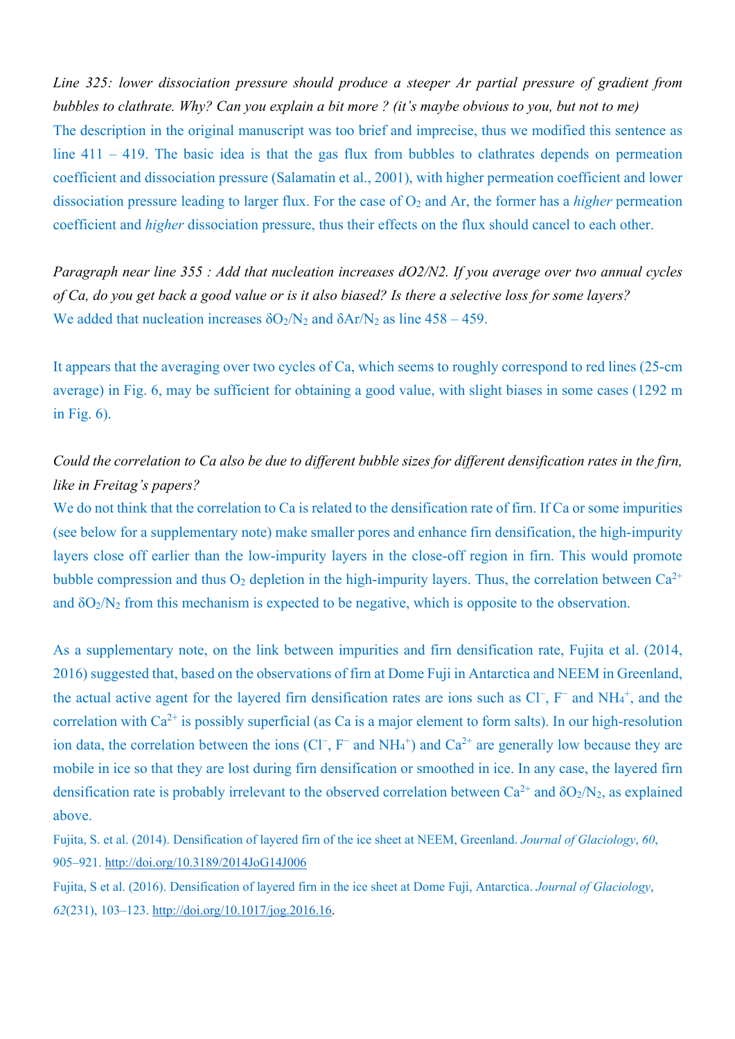*Line 325: lower dissociation pressure should produce a steeper Ar partial pressure of gradient from bubbles to clathrate. Why? Can you explain a bit more ? (it's maybe obvious to you, but not to me)*

The description in the original manuscript was too brief and imprecise, thus we modified this sentence as line 411 – 419. The basic idea is that the gas flux from bubbles to clathrates depends on permeation coefficient and dissociation pressure (Salamatin et al., 2001), with higher permeation coefficient and lower dissociation pressure leading to larger flux. For the case of $O_2$ and Ar, the former has a *higher* permeation coefficient and *higher* dissociation pressure, thus their effects on the flux should cancel to each other.

*Paragraph near line 355 : Add that nucleation increases dO2/N2. If you average over two annual cycles of Ca, do you get back a good value or is it also biased? Is there a selective loss for some layers?*

We added that nucleation increases $\delta O_2/N_2$ and $\delta Ar/N_2$ as line 458 – 459.

It appears that the averaging over two cycles of Ca, which seems to roughly correspond to red lines (25-cm average) in Fig. 6, may be sufficient for obtaining a good value, with slight biases in some cases (1292 m in Fig. 6).

*Could the correlation to Ca also be due to different bubble sizes for different densification rates in the firn, like in Freitag's papers?*

We do not think that the correlation to Ca is related to the densification rate of firn. If Ca or some impurities (see below for a supplementary note) make smaller pores and enhance firn densification, the high-impurity layers close off earlier than the low-impurity layers in the close-off region in firn. This would promote bubble compression and thus $O_2$ depletion in the high-impurity layers. Thus, the correlation between $Ca^{2+}$ and $\delta O_2/N_2$ from this mechanism is expected to be negative, which is opposite to the observation.

As a supplementary note, on the link between impurities and firn densification rate, Fujita et al. (2014, 2016) suggested that, based on the observations of firn at Dome Fuji in Antarctica and NEEM in Greenland, the actual active agent for the layered firn densification rates are ions such as $Cl^-$, $F^-$ and $NH_4^+$, and the correlation with $Ca^{2+}$ is possibly superficial (as Ca is a major element to form salts). In our high-resolution ion data, the correlation between the ions ($Cl^-$, $F^-$ and $NH_4^+$) and $Ca^{2+}$ are generally low because they are mobile in ice so that they are lost during firn densification or smoothed in ice. In any case, the layered firn densification rate is probably irrelevant to the observed correlation between $Ca^{2+}$ and $\delta O_2/N_2$, as explained above.

Fujita, S. et al. (2014). Densification of layered firn of the ice sheet at NEEM, Greenland. *Journal of Glaciology*, *60*, 905–921. http://doi.org/10.3189/2014JoG14J006

Fujita, S et al. (2016). Densification of layered firn in the ice sheet at Dome Fuji, Antarctica. *Journal of Glaciology*, *62*(231), 103–123. http://doi.org/10.1017/jog.2016.16.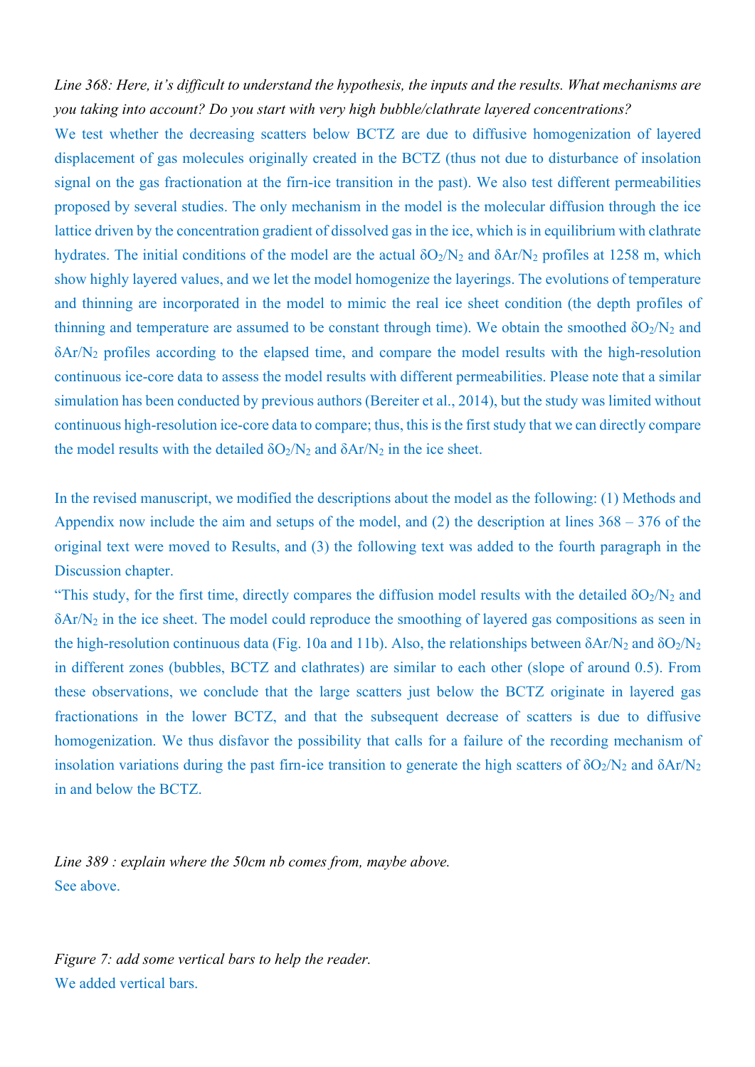*Line 368: Here, it's difficult to understand the hypothesis, the inputs and the results. What mechanisms are you taking into account? Do you start with very high bubble/clathrate layered concentrations?*

We test whether the decreasing scatters below BCTZ are due to diffusive homogenization of layered displacement of gas molecules originally created in the BCTZ (thus not due to disturbance of insolation signal on the gas fractionation at the firn-ice transition in the past). We also test different permeabilities proposed by several studies. The only mechanism in the model is the molecular diffusion through the ice lattice driven by the concentration gradient of dissolved gas in the ice, which is in equilibrium with clathrate hydrates. The initial conditions of the model are the actual $\delta O_2/N_2$ and $\delta Ar/N_2$ profiles at 1258 m, which show highly layered values, and we let the model homogenize the layerings. The evolutions of temperature and thinning are incorporated in the model to mimic the real ice sheet condition (the depth profiles of thinning and temperature are assumed to be constant through time). We obtain the smoothed $\delta O_2/N_2$ and $\delta Ar/N_2$ profiles according to the elapsed time, and compare the model results with the high-resolution continuous ice-core data to assess the model results with different permeabilities. Please note that a similar simulation has been conducted by previous authors (Bereiter et al., 2014), but the study was limited without continuous high-resolution ice-core data to compare; thus, this is the first study that we can directly compare the model results with the detailed $\delta O_2/N_2$ and $\delta Ar/N_2$ in the ice sheet.

In the revised manuscript, we modified the descriptions about the model as the following: (1) Methods and Appendix now include the aim and setups of the model, and (2) the description at lines 368 – 376 of the original text were moved to Results, and (3) the following text was added to the fourth paragraph in the Discussion chapter.

"This study, for the first time, directly compares the diffusion model results with the detailed $\delta O_2/N_2$ and $\delta Ar/N_2$ in the ice sheet. The model could reproduce the smoothing of layered gas compositions as seen in the high-resolution continuous data (Fig. 10a and 11b). Also, the relationships between $\delta Ar/N_2$ and $\delta O_2/N_2$ in different zones (bubbles, BCTZ and clathrates) are similar to each other (slope of around 0.5). From these observations, we conclude that the large scatters just below the BCTZ originate in layered gas fractionations in the lower BCTZ, and that the subsequent decrease of scatters is due to diffusive homogenization. We thus disfavor the possibility that calls for a failure of the recording mechanism of insolation variations during the past firn-ice transition to generate the high scatters of $\delta O_2/N_2$ and $\delta Ar/N_2$ in and below the BCTZ.

*Line 389 : explain where the 50cm nb comes from, maybe above.*

See above.

*Figure 7: add some vertical bars to help the reader.*

We added vertical bars.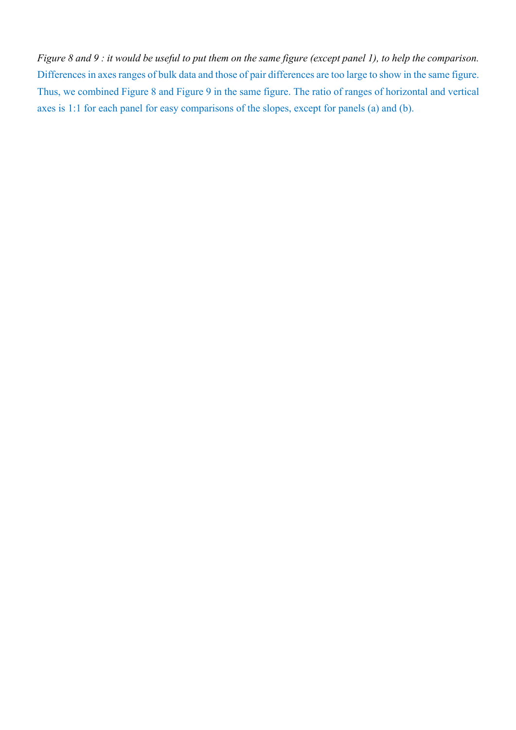*Figure 8 and 9 : it would be useful to put them on the same figure (except panel 1), to help the comparison.*

Differences in axes ranges of bulk data and those of pair differences are too large to show in the same figure. Thus, we combined Figure 8 and Figure 9 in the same figure. The ratio of ranges of horizontal and vertical axes is 1:1 for each panel for easy comparisons of the slopes, except for panels (a) and (b).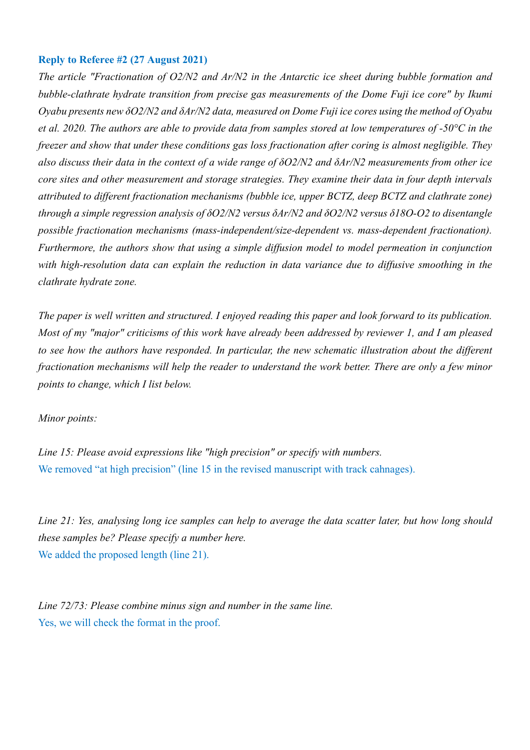**Reply to Referee #2 (27 August 2021)**

*The article "Fractionation of $O_2/N_2$ and $Ar/N_2$ in the Antarctic ice sheet during bubble formation and bubble-clathrate hydrate transition from precise gas measurements of the Dome Fuji ice core" by Ikumi Oyabu presents new $\delta O_2/N_2$ and $\delta Ar/N_2$ data, measured on Dome Fuji ice cores using the method of Oyabu et al. 2020. The authors are able to provide data from samples stored at low temperatures of -50°C in the freezer and show that under these conditions gas loss fractionation after coring is almost negligible. They also discuss their data in the context of a wide range of $\delta O_2/N_2$ and $\delta Ar/N_2$ measurements from other ice core sites and other measurement and storage strategies. They examine their data in four depth intervals attributed to different fractionation mechanisms (bubble ice, upper BCTZ, deep BCTZ and clathrate zone) through a simple regression analysis of $\delta O_2/N_2$ versus $\delta Ar/N_2$ and $\delta O_2/N_2$ versus $\delta^{18}O\text{-}O_2$ to disentangle possible fractionation mechanisms (mass-independent/size-dependent vs. mass-dependent fractionation). Furthermore, the authors show that using a simple diffusion model to model permeation in conjunction with high-resolution data can explain the reduction in data variance due to diffusive smoothing in the clathrate hydrate zone.*

*The paper is well written and structured. I enjoyed reading this paper and look forward to its publication. Most of my "major" criticisms of this work have already been addressed by reviewer 1, and I am pleased to see how the authors have responded. In particular, the new schematic illustration about the different fractionation mechanisms will help the reader to understand the work better. There are only a few minor points to change, which I list below.*

*Minor points:*

*Line 15: Please avoid expressions like "high precision" or specify with numbers.*
We removed "at high precision" (line 15 in the revised manuscript with track cahnages).

*Line 21: Yes, analysing long ice samples can help to average the data scatter later, but how long should these samples be? Please specify a number here.*
We added the proposed length (line 21).

*Line 72/73: Please combine minus sign and number in the same line.*
Yes, we will check the format in the proof.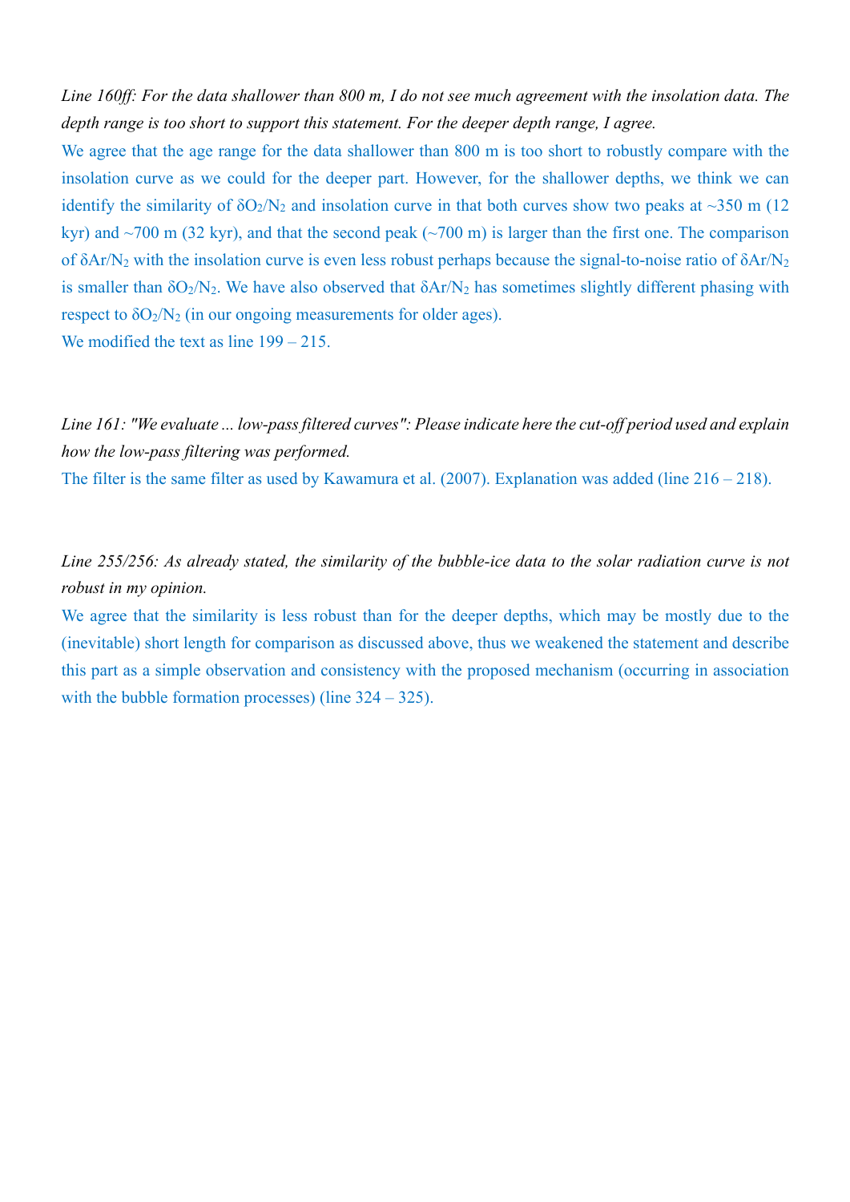*Line 160ff: For the data shallower than 800 m, I do not see much agreement with the insolation data. The depth range is too short to support this statement. For the deeper depth range, I agree.*

We agree that the age range for the data shallower than 800 m is too short to robustly compare with the insolation curve as we could for the deeper part. However, for the shallower depths, we think we can identify the similarity of $\delta O_2/N_2$ and insolation curve in that both curves show two peaks at ~350 m (12 kyr) and ~700 m (32 kyr), and that the second peak (~700 m) is larger than the first one. The comparison of $\delta Ar/N_2$ with the insolation curve is even less robust perhaps because the signal-to-noise ratio of $\delta Ar/N_2$ is smaller than $\delta O_2/N_2$. We have also observed that $\delta Ar/N_2$ has sometimes slightly different phasing with respect to $\delta O_2/N_2$ (in our ongoing measurements for older ages).

We modified the text as line 199 – 215.

*Line 161: "We evaluate ... low-pass filtered curves": Please indicate here the cut-off period used and explain how the low-pass filtering was performed.*

The filter is the same filter as used by Kawamura et al. (2007). Explanation was added (line 216 – 218).

*Line 255/256: As already stated, the similarity of the bubble-ice data to the solar radiation curve is not robust in my opinion.*

We agree that the similarity is less robust than for the deeper depths, which may be mostly due to the (inevitable) short length for comparison as discussed above, thus we weakened the statement and describe this part as a simple observation and consistency with the proposed mechanism (occurring in association with the bubble formation processes) (line 324 – 325).